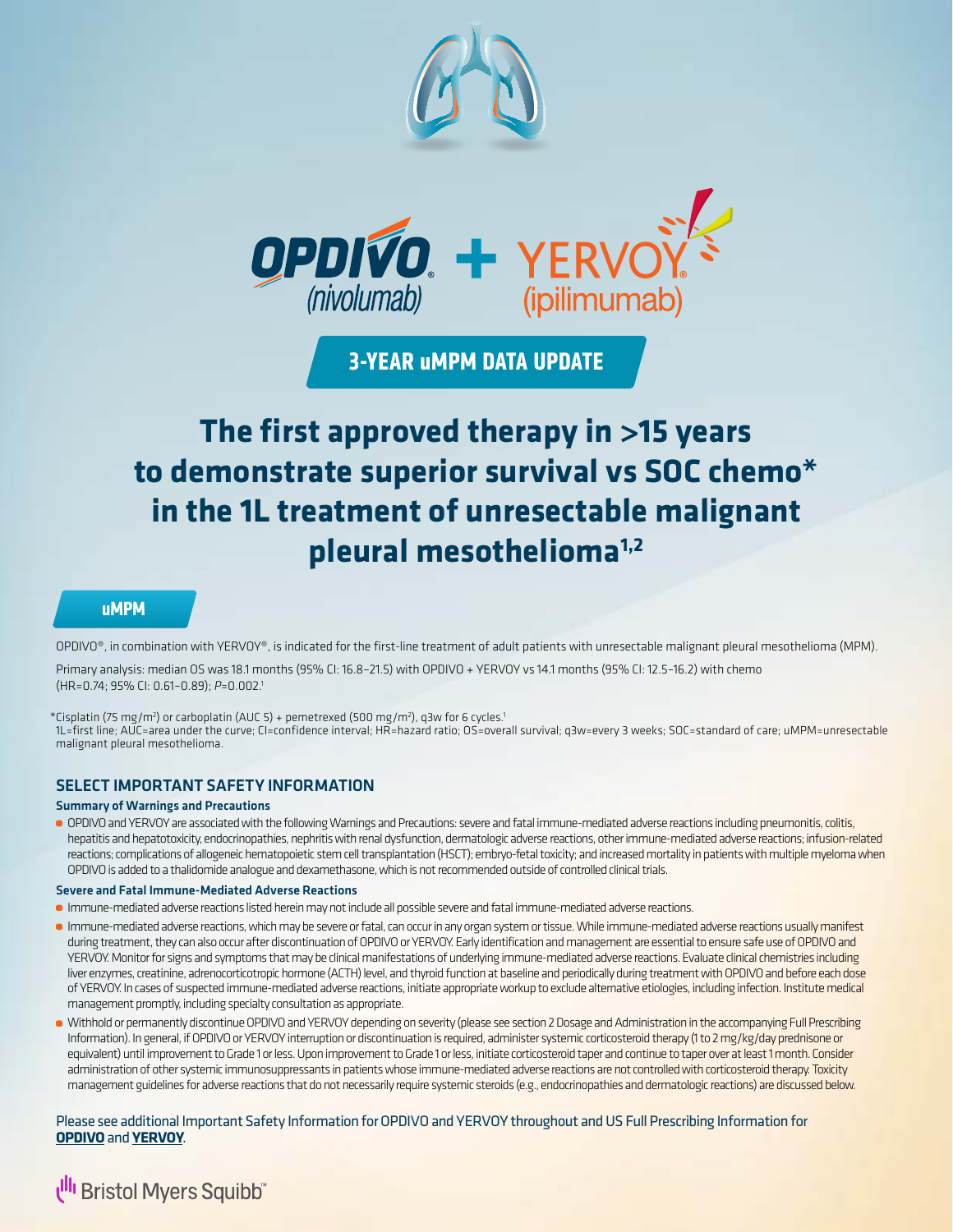OPDIVO® (nivolumab) + YERVOY® (ipilimumab)

**3-YEAR uMPM DATA UPDATE**

# The first approved therapy in >15 years to demonstrate superior survival vs SOC chemo* in the 1L treatment of unresectable malignant pleural mesothelioma[1,2]

## uMPM

OPDIVO®, in combination with YERVOY®, is indicated for the first-line treatment of adult patients with unresectable malignant pleural mesothelioma (MPM).

Primary analysis: median OS was 18.1 months (95% CI: 16.8–21.5) with OPDIVO + YERVOY vs 14.1 months (95% CI: 12.5–16.2) with chemo (HR=0.74; 95% CI: 0.61–0.89); *P*=0.002.[1]

*Cisplatin (75 mg/m$^2$) or carboplatin (AUC 5) + pemetrexed (500 mg/m$^2$), q3w for 6 cycles.[1]
1L=first line; AUC=area under the curve; CI=confidence interval; HR=hazard ratio; OS=overall survival; q3w=every 3 weeks; SOC=standard of care; uMPM=unresectable malignant pleural mesothelioma.

## SELECT IMPORTANT SAFETY INFORMATION

### Summary of Warnings and Precautions

- OPDIVO and YERVOY are associated with the following Warnings and Precautions: severe and fatal immune-mediated adverse reactions including pneumonitis, colitis, hepatitis and hepatotoxicity, endocrinopathies, nephritis with renal dysfunction, dermatologic adverse reactions, other immune-mediated adverse reactions; infusion-related reactions; complications of allogeneic hematopoietic stem cell transplantation (HSCT); embryo-fetal toxicity; and increased mortality in patients with multiple myeloma when OPDIVO is added to a thalidomide analogue and dexamethasone, which is not recommended outside of controlled clinical trials.

### Severe and Fatal Immune-Mediated Adverse Reactions

- Immune-mediated adverse reactions listed herein may not include all possible severe and fatal immune-mediated adverse reactions.
- Immune-mediated adverse reactions, which may be severe or fatal, can occur in any organ system or tissue. While immune-mediated adverse reactions usually manifest during treatment, they can also occur after discontinuation of OPDIVO or YERVOY. Early identification and management are essential to ensure safe use of OPDIVO and YERVOY. Monitor for signs and symptoms that may be clinical manifestations of underlying immune-mediated adverse reactions. Evaluate clinical chemistries including liver enzymes, creatinine, adrenocorticotropic hormone (ACTH) level, and thyroid function at baseline and periodically during treatment with OPDIVO and before each dose of YERVOY. In cases of suspected immune-mediated adverse reactions, initiate appropriate workup to exclude alternative etiologies, including infection. Institute medical management promptly, including specialty consultation as appropriate.
- Withhold or permanently discontinue OPDIVO and YERVOY depending on severity (please see section 2 Dosage and Administration in the accompanying Full Prescribing Information). In general, if OPDIVO or YERVOY interruption or discontinuation is required, administer systemic corticosteroid therapy (1 to 2 mg/kg/day prednisone or equivalent) until improvement to Grade 1 or less. Upon improvement to Grade 1 or less, initiate corticosteroid taper and continue to taper over at least 1 month. Consider administration of other systemic immunosuppressants in patients whose immune-mediated adverse reactions are not controlled with corticosteroid therapy. Toxicity management guidelines for adverse reactions that do not necessarily require systemic steroids (e.g., endocrinopathies and dermatologic reactions) are discussed below.

Please see additional Important Safety Information for OPDIVO and YERVOY throughout and US Full Prescribing Information for **OPDIVO** and **YERVOY**.

Bristol Myers Squibb™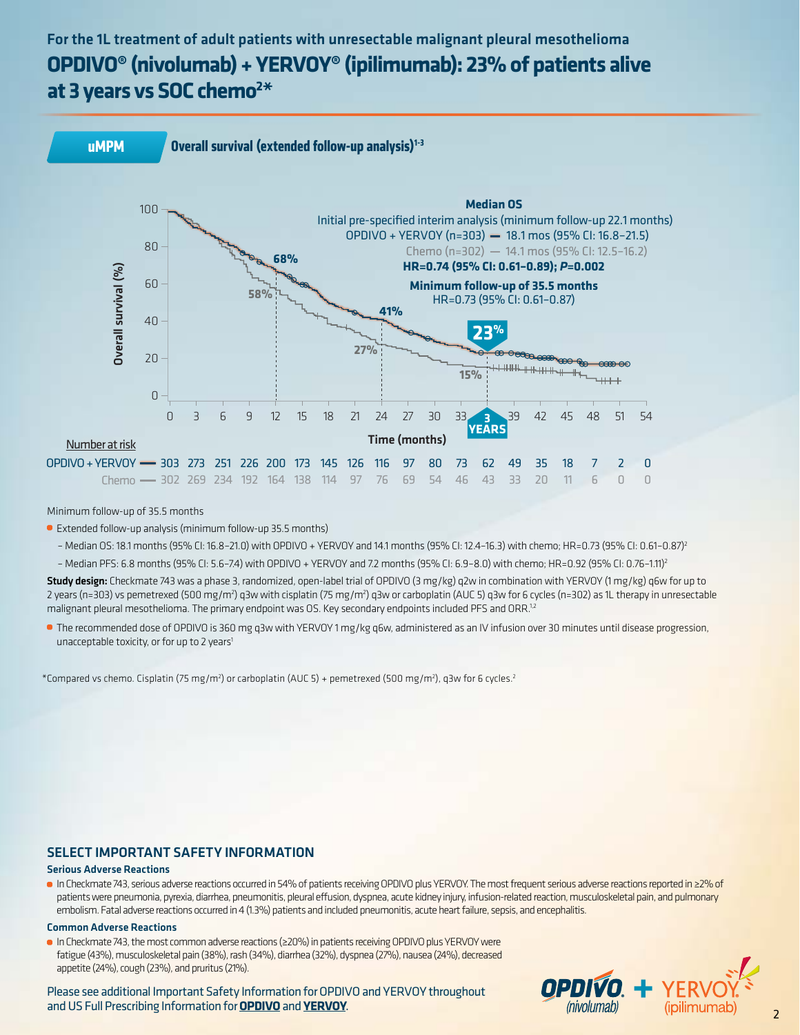For the 1L treatment of adult patients with unresectable malignant pleural mesothelioma

# OPDIVO® (nivolumab) + YERVOY® (ipilimumab): 23% of patients alive at 3 years vs SOC chemo[2]*

**uMPM**

## Overall survival (extended follow-up analysis)[1-3]

**Median OS**

Initial pre-specified interim analysis (minimum follow-up 22.1 months)

OPDIVO + YERVOY (n=303) — 18.1 mos (95% CI: 16.8–21.5)

Chemo (n=302) — 14.1 mos (95% CI: 12.5–16.2)

**HR=0.74 (95% CI: 0.61–0.89); *P*=0.002**

**Minimum follow-up of 35.5 months**

HR=0.73 (95% CI: 0.61–0.87)

Overall survival (%): 68% vs 58% at 12 months; 41% vs 27% at 24 months; 23% vs 15% at 3 years

Time (months)

**Number at risk**

| | 0 | 3 | 6 | 9 | 12 | 15 | 18 | 21 | 24 | 27 | 30 | 33 | 36 | 39 | 42 | 45 | 48 | 51 | 54 |
|---|---|---|---|---|---|---|---|---|---|---|---|---|---|---|---|---|---|---|---|
| OPDIVO + YERVOY | 303 | 273 | 251 | 226 | 200 | 173 | 145 | 126 | 116 | 97 | 80 | 73 | 62 | 49 | 35 | 18 | 7 | 2 | 0 |
| Chemo | 302 | 269 | 234 | 192 | 164 | 138 | 114 | 97 | 76 | 69 | 54 | 46 | 43 | 33 | 20 | 11 | 6 | 0 | 0 |

Minimum follow-up of 35.5 months

- Extended follow-up analysis (minimum follow-up 35.5 months)
  - Median OS: 18.1 months (95% CI: 16.8–21.0) with OPDIVO + YERVOY and 14.1 months (95% CI: 12.4–16.3) with chemo; HR=0.73 (95% CI: 0.61–0.87)[2]
  - Median PFS: 6.8 months (95% CI: 5.6–7.4) with OPDIVO + YERVOY and 7.2 months (95% CI: 6.9–8.0) with chemo; HR=0.92 (95% CI: 0.76–1.11)[2]

**Study design:** Checkmate 743 was a phase 3, randomized, open-label trial of OPDIVO (3 mg/kg) q2w in combination with YERVOY (1 mg/kg) q6w for up to 2 years (n=303) vs pemetrexed (500 mg/m$^2$) q3w with cisplatin (75 mg/m$^2$) q3w or carboplatin (AUC 5) q3w for 6 cycles (n=302) as 1L therapy in unresectable malignant pleural mesothelioma. The primary endpoint was OS. Key secondary endpoints included PFS and ORR.[1,2]

- The recommended dose of OPDIVO is 360 mg q3w with YERVOY 1 mg/kg q6w, administered as an IV infusion over 30 minutes until disease progression, unacceptable toxicity, or for up to 2 years[1]

*Compared vs chemo. Cisplatin (75 mg/m$^2$) or carboplatin (AUC 5) + pemetrexed (500 mg/m$^2$), q3w for 6 cycles.[2]

## SELECT IMPORTANT SAFETY INFORMATION

### Serious Adverse Reactions

- In Checkmate 743, serious adverse reactions occurred in 54% of patients receiving OPDIVO plus YERVOY. The most frequent serious adverse reactions reported in ≥2% of patients were pneumonia, pyrexia, diarrhea, pneumonitis, pleural effusion, dyspnea, acute kidney injury, infusion-related reaction, musculoskeletal pain, and pulmonary embolism. Fatal adverse reactions occurred in 4 (1.3%) patients and included pneumonitis, acute heart failure, sepsis, and encephalitis.

### Common Adverse Reactions

- In Checkmate 743, the most common adverse reactions (≥20%) in patients receiving OPDIVO plus YERVOY were fatigue (43%), musculoskeletal pain (38%), rash (34%), diarrhea (32%), dyspnea (27%), nausea (24%), decreased appetite (24%), cough (23%), and pruritus (21%).

Please see additional Important Safety Information for OPDIVO and YERVOY throughout and US Full Prescribing Information for **OPDIVO** and **YERVOY**.

OPDIVO (nivolumab) + YERVOY (ipilimumab)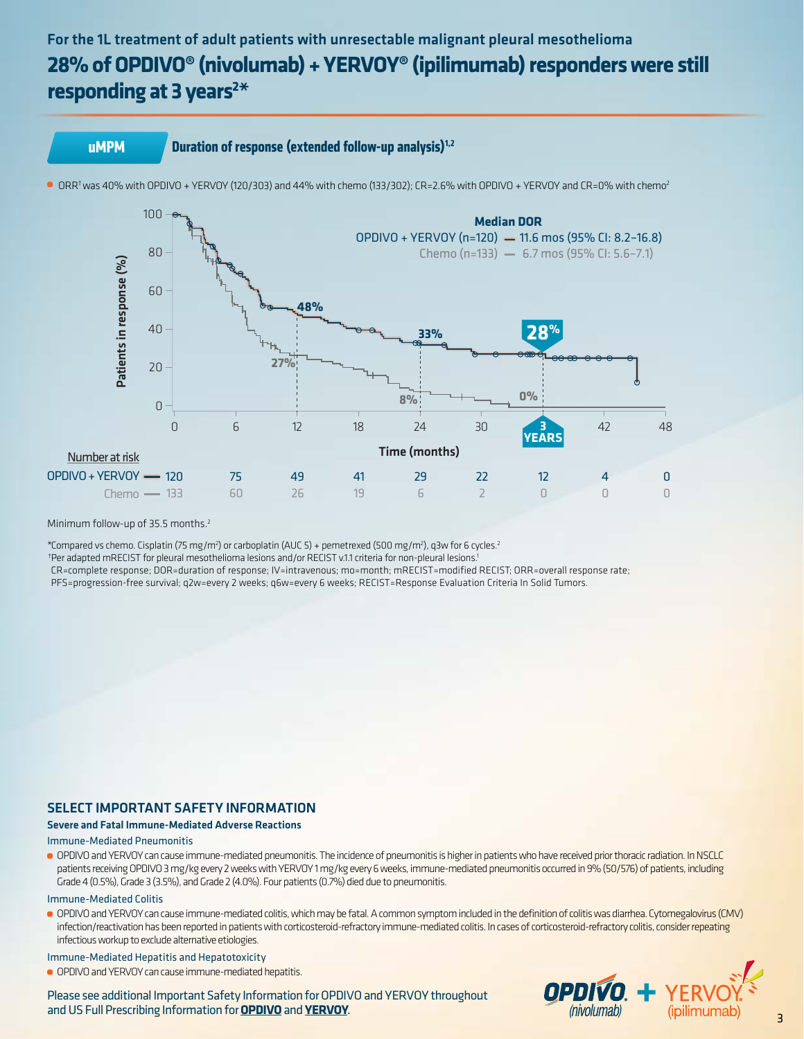For the 1L treatment of adult patients with unresectable malignant pleural mesothelioma

# 28% of OPDIVO® (nivolumab) + YERVOY® (ipilimumab) responders were still responding at 3 years[2*]

## uMPM — Duration of response (extended follow-up analysis)[1,2]

- ORR[†] was 40% with OPDIVO + YERVOY (120/303) and 44% with chemo (133/302); CR=2.6% with OPDIVO + YERVOY and CR=0% with chemo[2]

**Median DOR**

OPDIVO + YERVOY (n=120) — 11.6 mos (95% CI: 8.2–16.8)

Chemo (n=133) — 6.7 mos (95% CI: 5.6–7.1)

Patients in response (%): OPDIVO + YERVOY 48% at 12 months, 33% at 24 months, 28% at 3 years; Chemo 27% at 12 months, 8% at 24 months, 0% at 3 years.

Time (months)

**Number at risk**

| | 0 | 6 | 12 | 18 | 24 | 30 | 36 | 42 | 48 |
|---|---|---|---|---|---|---|---|---|---|
| OPDIVO + YERVOY | 120 | 75 | 49 | 41 | 29 | 22 | 12 | 4 | 0 |
| Chemo | 133 | 60 | 26 | 19 | 6 | 2 | 0 | 0 | 0 |

Minimum follow-up of 35.5 months.[2]

*Compared vs chemo. Cisplatin (75 mg/m²) or carboplatin (AUC 5) + pemetrexed (500 mg/m²), q3w for 6 cycles.[2]

†Per adapted mRECIST for pleural mesothelioma lesions and/or RECIST v1.1 criteria for non-pleural lesions.[1]

CR=complete response; DOR=duration of response; IV=intravenous; mo=month; mRECIST=modified RECIST; ORR=overall response rate; PFS=progression-free survival; q2w=every 2 weeks; q6w=every 6 weeks; RECIST=Response Evaluation Criteria In Solid Tumors.

## SELECT IMPORTANT SAFETY INFORMATION

### Severe and Fatal Immune-Mediated Adverse Reactions

#### Immune-Mediated Pneumonitis

- OPDIVO and YERVOY can cause immune-mediated pneumonitis. The incidence of pneumonitis is higher in patients who have received prior thoracic radiation. In NSCLC patients receiving OPDIVO 3 mg/kg every 2 weeks with YERVOY 1 mg/kg every 6 weeks, immune-mediated pneumonitis occurred in 9% (50/576) of patients, including Grade 4 (0.5%), Grade 3 (3.5%), and Grade 2 (4.0%). Four patients (0.7%) died due to pneumonitis.

#### Immune-Mediated Colitis

- OPDIVO and YERVOY can cause immune-mediated colitis, which may be fatal. A common symptom included in the definition of colitis was diarrhea. Cytomegalovirus (CMV) infection/reactivation has been reported in patients with corticosteroid-refractory immune-mediated colitis. In cases of corticosteroid-refractory colitis, consider repeating infectious workup to exclude alternative etiologies.

#### Immune-Mediated Hepatitis and Hepatotoxicity

- OPDIVO and YERVOY can cause immune-mediated hepatitis.

Please see additional Important Safety Information for OPDIVO and YERVOY throughout and US Full Prescribing Information for **OPDIVO** and **YERVOY**.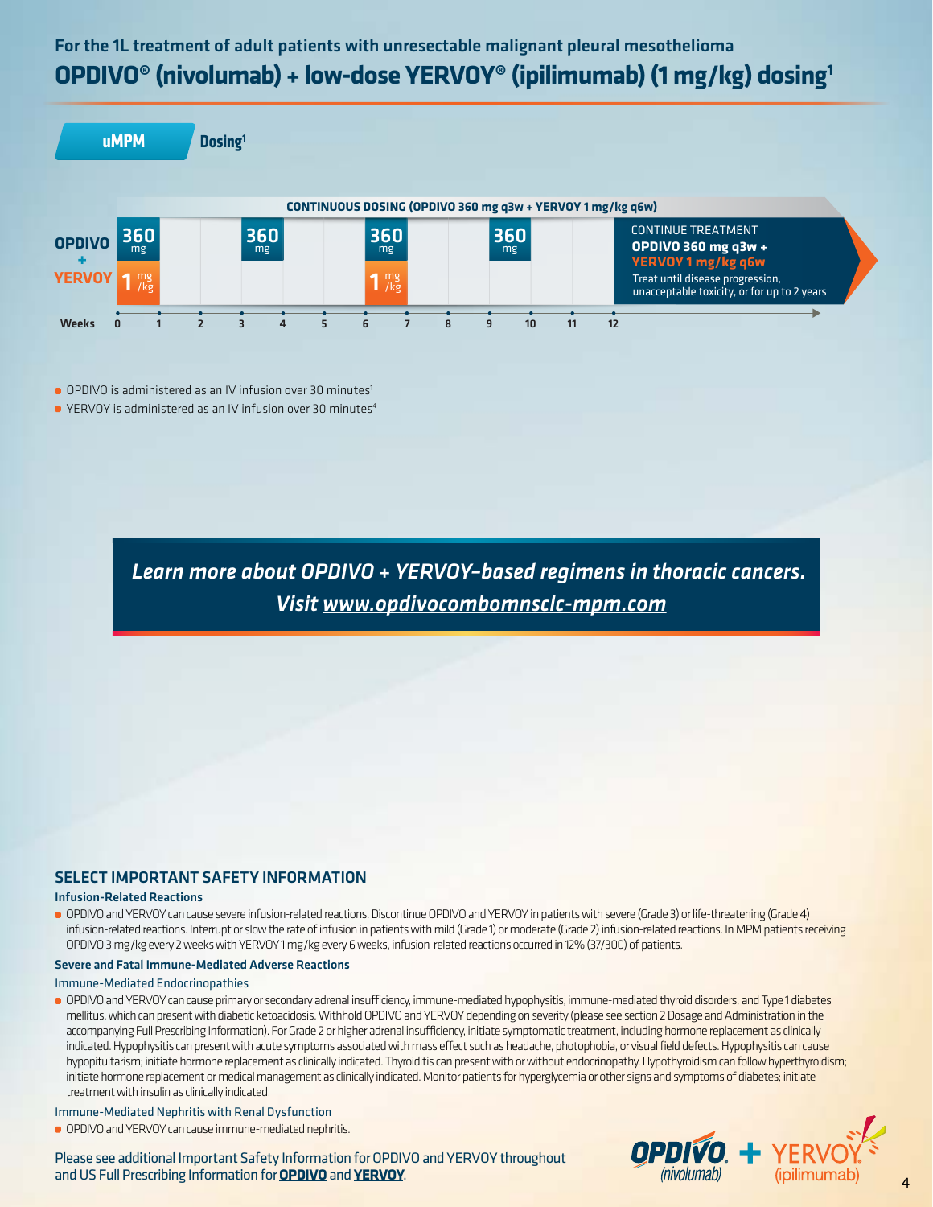For the 1L treatment of adult patients with unresectable malignant pleural mesothelioma

# OPDIVO® (nivolumab) + low-dose YERVOY® (ipilimumab) (1 mg/kg) dosing[1]

**uMPM** | **Dosing[1]**

**CONTINUOUS DOSING (OPDIVO 360 mg q3w + YERVOY 1 mg/kg q6w)**

| Weeks | 0 | 1 | 2 | 3 | 4 | 5 | 6 | 7 | 8 | 9 | 10 | 11 | 12 |
|---|---|---|---|---|---|---|---|---|---|---|---|---|---|
| OPDIVO | 360 mg | | | 360 mg | | | 360 mg | | | 360 mg | | | |
| YERVOY | 1 mg/kg | | | | | | 1 mg/kg | | | | | | |

CONTINUE TREATMENT
**OPDIVO 360 mg q3w +**
**YERVOY 1 mg/kg q6w**
Treat until disease progression, unacceptable toxicity, or for up to 2 years

- OPDIVO is administered as an IV infusion over 30 minutes[1]
- YERVOY is administered as an IV infusion over 30 minutes[4]

***Learn more about OPDIVO + YERVOY–based regimens in thoracic cancers.***
***Visit www.opdivocombomnsclc-mpm.com***

## SELECT IMPORTANT SAFETY INFORMATION

### Infusion-Related Reactions

- OPDIVO and YERVOY can cause severe infusion-related reactions. Discontinue OPDIVO and YERVOY in patients with severe (Grade 3) or life-threatening (Grade 4) infusion-related reactions. Interrupt or slow the rate of infusion in patients with mild (Grade 1) or moderate (Grade 2) infusion-related reactions. In MPM patients receiving OPDIVO 3 mg/kg every 2 weeks with YERVOY 1 mg/kg every 6 weeks, infusion-related reactions occurred in 12% (37/300) of patients.

### Severe and Fatal Immune-Mediated Adverse Reactions

#### Immune-Mediated Endocrinopathies

- OPDIVO and YERVOY can cause primary or secondary adrenal insufficiency, immune-mediated hypophysitis, immune-mediated thyroid disorders, and Type 1 diabetes mellitus, which can present with diabetic ketoacidosis. Withhold OPDIVO and YERVOY depending on severity (please see section 2 Dosage and Administration in the accompanying Full Prescribing Information). For Grade 2 or higher adrenal insufficiency, initiate symptomatic treatment, including hormone replacement as clinically indicated. Hypophysitis can present with acute symptoms associated with mass effect such as headache, photophobia, or visual field defects. Hypophysitis can cause hypopituitarism; initiate hormone replacement as clinically indicated. Thyroiditis can present with or without endocrinopathy. Hypothyroidism can follow hyperthyroidism; initiate hormone replacement or medical management as clinically indicated. Monitor patients for hyperglycemia or other signs and symptoms of diabetes; initiate treatment with insulin as clinically indicated.

#### Immune-Mediated Nephritis with Renal Dysfunction

- OPDIVO and YERVOY can cause immune-mediated nephritis.

Please see additional Important Safety Information for OPDIVO and YERVOY throughout and US Full Prescribing Information for **OPDIVO** and **YERVOY**.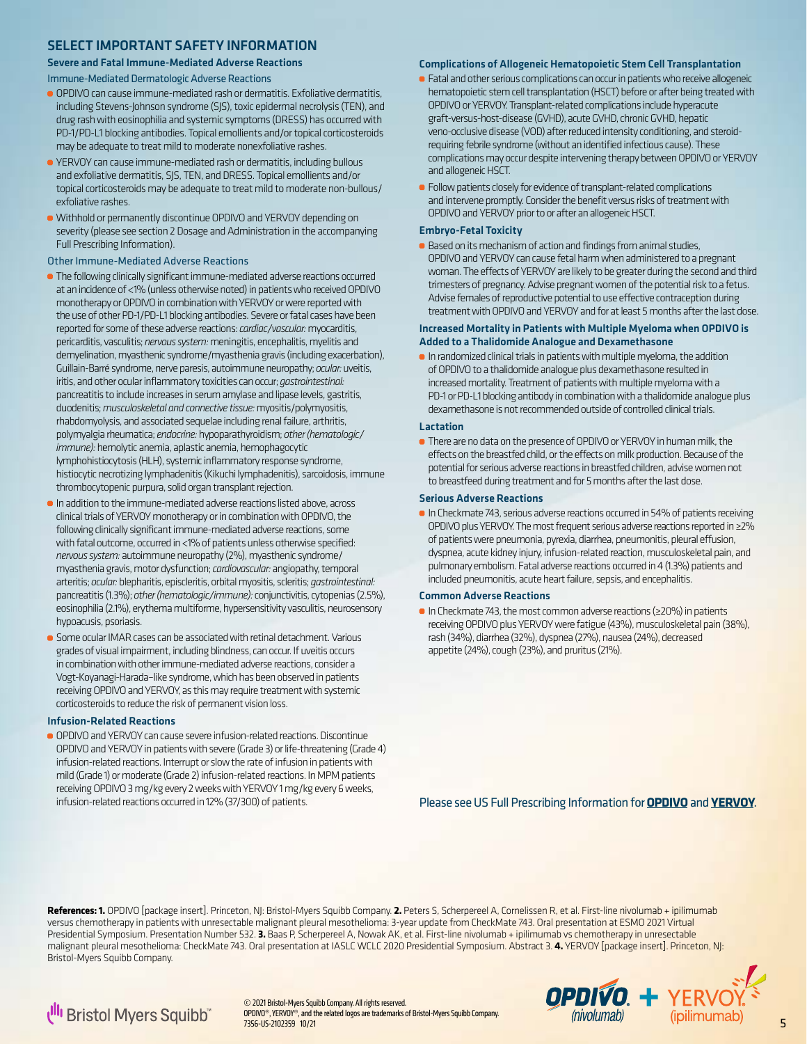## SELECT IMPORTANT SAFETY INFORMATION

### Severe and Fatal Immune-Mediated Adverse Reactions

#### Immune-Mediated Dermatologic Adverse Reactions

- OPDIVO can cause immune-mediated rash or dermatitis. Exfoliative dermatitis, including Stevens-Johnson syndrome (SJS), toxic epidermal necrolysis (TEN), and drug rash with eosinophilia and systemic symptoms (DRESS) has occurred with PD-1/PD-L1 blocking antibodies. Topical emollients and/or topical corticosteroids may be adequate to treat mild to moderate nonexfoliative rashes.
- YERVOY can cause immune-mediated rash or dermatitis, including bullous and exfoliative dermatitis, SJS, TEN, and DRESS. Topical emollients and/or topical corticosteroids may be adequate to treat mild to moderate non-bullous/ exfoliative rashes.
- Withhold or permanently discontinue OPDIVO and YERVOY depending on severity (please see section 2 Dosage and Administration in the accompanying Full Prescribing Information).

#### Other Immune-Mediated Adverse Reactions

- The following clinically significant immune-mediated adverse reactions occurred at an incidence of <1% (unless otherwise noted) in patients who received OPDIVO monotherapy or OPDIVO in combination with YERVOY or were reported with the use of other PD-1/PD-L1 blocking antibodies. Severe or fatal cases have been reported for some of these adverse reactions: *cardiac/vascular:* myocarditis, pericarditis, vasculitis; *nervous system:* meningitis, encephalitis, myelitis and demyelination, myasthenic syndrome/myasthenia gravis (including exacerbation), Guillain-Barré syndrome, nerve paresis, autoimmune neuropathy; *ocular:* uveitis, iritis, and other ocular inflammatory toxicities can occur; *gastrointestinal:* pancreatitis to include increases in serum amylase and lipase levels, gastritis, duodenitis; *musculoskeletal and connective tissue:* myositis/polymyositis, rhabdomyolysis, and associated sequelae including renal failure, arthritis, polymyalgia rheumatica; *endocrine:* hypoparathyroidism; *other (hematologic/ immune):* hemolytic anemia, aplastic anemia, hemophagocytic lymphohistiocytosis (HLH), systemic inflammatory response syndrome, histiocytic necrotizing lymphadenitis (Kikuchi lymphadenitis), sarcoidosis, immune thrombocytopenic purpura, solid organ transplant rejection.
- In addition to the immune-mediated adverse reactions listed above, across clinical trials of YERVOY monotherapy or in combination with OPDIVO, the following clinically significant immune-mediated adverse reactions, some with fatal outcome, occurred in <1% of patients unless otherwise specified: *nervous system:* autoimmune neuropathy (2%), myasthenic syndrome/ myasthenia gravis, motor dysfunction; *cardiovascular:* angiopathy, temporal arteritis; *ocular:* blepharitis, episcleritis, orbital myositis, scleritis; *gastrointestinal:* pancreatitis (1.3%); *other (hematologic/immune):* conjunctivitis, cytopenias (2.5%), eosinophilia (2.1%), erythema multiforme, hypersensitivity vasculitis, neurosensory hypoacusis, psoriasis.
- Some ocular IMAR cases can be associated with retinal detachment. Various grades of visual impairment, including blindness, can occur. If uveitis occurs in combination with other immune-mediated adverse reactions, consider a Vogt-Koyanagi-Harada–like syndrome, which has been observed in patients receiving OPDIVO and YERVOY, as this may require treatment with systemic corticosteroids to reduce the risk of permanent vision loss.

### Infusion-Related Reactions

- OPDIVO and YERVOY can cause severe infusion-related reactions. Discontinue OPDIVO and YERVOY in patients with severe (Grade 3) or life-threatening (Grade 4) infusion-related reactions. Interrupt or slow the rate of infusion in patients with mild (Grade 1) or moderate (Grade 2) infusion-related reactions. In MPM patients receiving OPDIVO 3 mg/kg every 2 weeks with YERVOY 1 mg/kg every 6 weeks, infusion-related reactions occurred in 12% (37/300) of patients.

### Complications of Allogeneic Hematopoietic Stem Cell Transplantation

- Fatal and other serious complications can occur in patients who receive allogeneic hematopoietic stem cell transplantation (HSCT) before or after being treated with OPDIVO or YERVOY. Transplant-related complications include hyperacute graft-versus-host-disease (GVHD), acute GVHD, chronic GVHD, hepatic veno-occlusive disease (VOD) after reduced intensity conditioning, and steroid-requiring febrile syndrome (without an identified infectious cause). These complications may occur despite intervening therapy between OPDIVO or YERVOY and allogeneic HSCT.
- Follow patients closely for evidence of transplant-related complications and intervene promptly. Consider the benefit versus risks of treatment with OPDIVO and YERVOY prior to or after an allogeneic HSCT.

### Embryo-Fetal Toxicity

- Based on its mechanism of action and findings from animal studies, OPDIVO and YERVOY can cause fetal harm when administered to a pregnant woman. The effects of YERVOY are likely to be greater during the second and third trimesters of pregnancy. Advise pregnant women of the potential risk to a fetus. Advise females of reproductive potential to use effective contraception during treatment with OPDIVO and YERVOY and for at least 5 months after the last dose.

### Increased Mortality in Patients with Multiple Myeloma when OPDIVO is Added to a Thalidomide Analogue and Dexamethasone

- In randomized clinical trials in patients with multiple myeloma, the addition of OPDIVO to a thalidomide analogue plus dexamethasone resulted in increased mortality. Treatment of patients with multiple myeloma with a PD-1 or PD-L1 blocking antibody in combination with a thalidomide analogue plus dexamethasone is not recommended outside of controlled clinical trials.

### Lactation

- There are no data on the presence of OPDIVO or YERVOY in human milk, the effects on the breastfed child, or the effects on milk production. Because of the potential for serious adverse reactions in breastfed children, advise women not to breastfeed during treatment and for 5 months after the last dose.

### Serious Adverse Reactions

- In Checkmate 743, serious adverse reactions occurred in 54% of patients receiving OPDIVO plus YERVOY. The most frequent serious adverse reactions reported in ≥2% of patients were pneumonia, pyrexia, diarrhea, pneumonitis, pleural effusion, dyspnea, acute kidney injury, infusion-related reaction, musculoskeletal pain, and pulmonary embolism. Fatal adverse reactions occurred in 4 (1.3%) patients and included pneumonitis, acute heart failure, sepsis, and encephalitis.

### Common Adverse Reactions

- In Checkmate 743, the most common adverse reactions (≥20%) in patients receiving OPDIVO plus YERVOY were fatigue (43%), musculoskeletal pain (38%), rash (34%), diarrhea (32%), dyspnea (27%), nausea (24%), decreased appetite (24%), cough (23%), and pruritus (21%).

Please see US Full Prescribing Information for **OPDIVO** and **YERVOY**.

**References: 1.** OPDIVO [package insert]. Princeton, NJ: Bristol-Myers Squibb Company. **2.** Peters S, Scherpereel A, Cornelissen R, et al. First-line nivolumab + ipilimumab versus chemotherapy in patients with unresectable malignant pleural mesothelioma: 3-year update from CheckMate 743. Oral presentation at ESMO 2021 Virtual Presidential Symposium. Presentation Number 532. **3.** Baas P, Scherpereel A, Nowak AK, et al. First-line nivolumab + ipilimumab vs chemotherapy in unresectable malignant pleural mesothelioma: CheckMate 743. Oral presentation at IASLC WCLC 2020 Presidential Symposium. Abstract 3. **4.** YERVOY [package insert]. Princeton, NJ: Bristol-Myers Squibb Company.

Bristol Myers Squibb™

© 2021 Bristol-Myers Squibb Company. All rights reserved.
OPDIVO®, YERVOY®, and the related logos are trademarks of Bristol-Myers Squibb Company.
7356-US-2102359 10/21

OPDIVO (nivolumab) + YERVOY (ipilimumab)